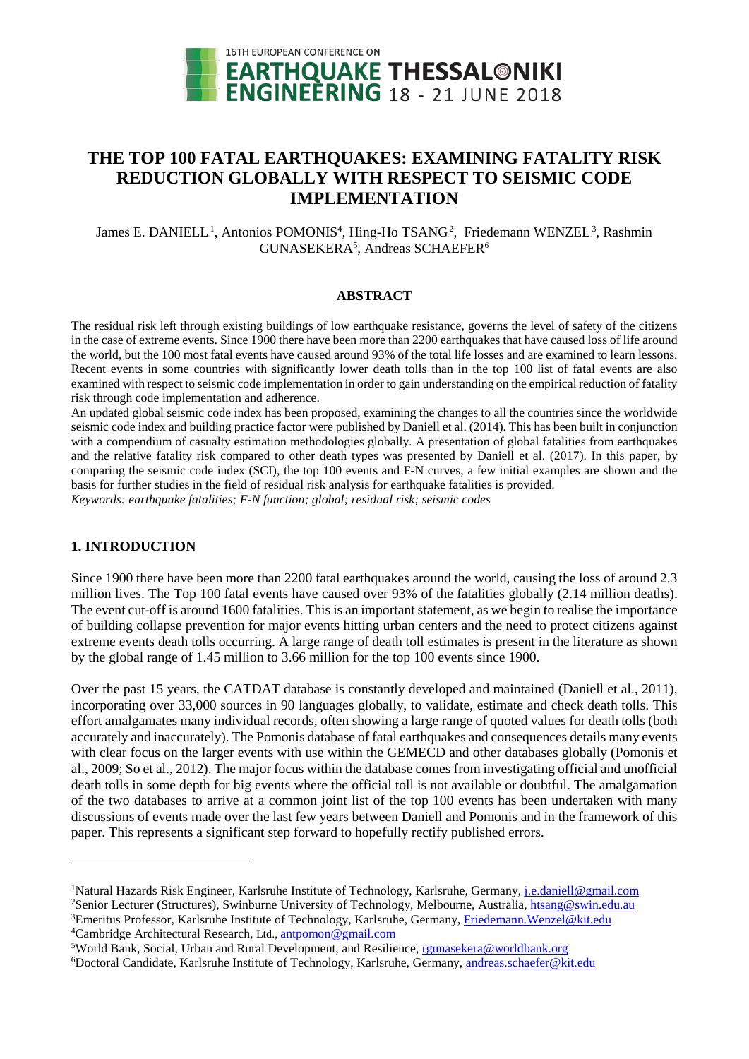# THE TOP 100 FATAL EARTHQUAKES: EXAMINING FATALITY RISK REDUCTION GLOBALLY WITH RESPECT TO SEISMIC CODE IMPLEMENTATION

James E. DANIELL[1], Antonios POMONIS[4], Hing-Ho TSANG[2], Friedemann WENZEL[3], Rashmin GUNASEKERA[5], Andreas SCHAEFER[6]

## ABSTRACT

The residual risk left through existing buildings of low earthquake resistance, governs the level of safety of the citizens in the case of extreme events. Since 1900 there have been more than 2200 earthquakes that have caused loss of life around the world, but the 100 most fatal events have caused around 93% of the total life losses and are examined to learn lessons. Recent events in some countries with significantly lower death tolls than in the top 100 list of fatal events are also examined with respect to seismic code implementation in order to gain understanding on the empirical reduction of fatality risk through code implementation and adherence.

An updated global seismic code index has been proposed, examining the changes to all the countries since the worldwide seismic code index and building practice factor were published by Daniell et al. (2014). This has been built in conjunction with a compendium of casualty estimation methodologies globally. A presentation of global fatalities from earthquakes and the relative fatality risk compared to other death types was presented by Daniell et al. (2017). In this paper, by comparing the seismic code index (SCI), the top 100 events and F-N curves, a few initial examples are shown and the basis for further studies in the field of residual risk analysis for earthquake fatalities is provided.

*Keywords: earthquake fatalities; F-N function; global; residual risk; seismic codes*

## 1. INTRODUCTION

Since 1900 there have been more than 2200 fatal earthquakes around the world, causing the loss of around 2.3 million lives. The Top 100 fatal events have caused over 93% of the fatalities globally (2.14 million deaths). The event cut-off is around 1600 fatalities. This is an important statement, as we begin to realise the importance of building collapse prevention for major events hitting urban centers and the need to protect citizens against extreme events death tolls occurring. A large range of death toll estimates is present in the literature as shown by the global range of 1.45 million to 3.66 million for the top 100 events since 1900.

Over the past 15 years, the CATDAT database is constantly developed and maintained (Daniell et al., 2011), incorporating over 33,000 sources in 90 languages globally, to validate, estimate and check death tolls. This effort amalgamates many individual records, often showing a large range of quoted values for death tolls (both accurately and inaccurately). The Pomonis database of fatal earthquakes and consequences details many events with clear focus on the larger events with use within the GEMECD and other databases globally (Pomonis et al., 2009; So et al., 2012). The major focus within the database comes from investigating official and unofficial death tolls in some depth for big events where the official toll is not available or doubtful. The amalgamation of the two databases to arrive at a common joint list of the top 100 events has been undertaken with many discussions of events made over the last few years between Daniell and Pomonis and in the framework of this paper. This represents a significant step forward to hopefully rectify published errors.

---

[1]Natural Hazards Risk Engineer, Karlsruhe Institute of Technology, Karlsruhe, Germany, j.e.daniell@gmail.com
[2]Senior Lecturer (Structures), Swinburne University of Technology, Melbourne, Australia, htsang@swin.edu.au
[3]Emeritus Professor, Karlsruhe Institute of Technology, Karlsruhe, Germany, Friedemann.Wenzel@kit.edu
[4]Cambridge Architectural Research, Ltd., antpomon@gmail.com
[5]World Bank, Social, Urban and Rural Development, and Resilience, rgunasekera@worldbank.org
[6]Doctoral Candidate, Karlsruhe Institute of Technology, Karlsruhe, Germany, andreas.schaefer@kit.edu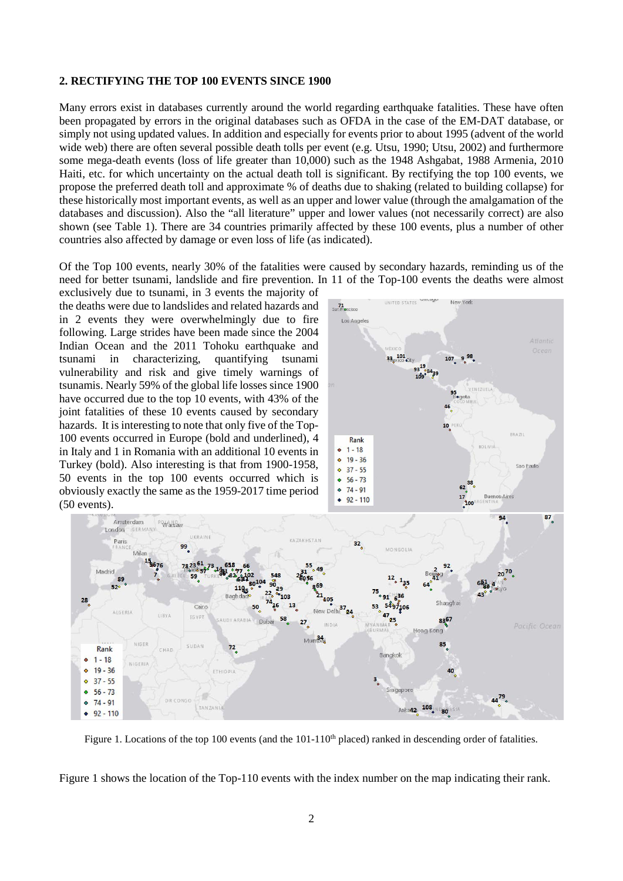## 2. RECTIFYING THE TOP 100 EVENTS SINCE 1900

Many errors exist in databases currently around the world regarding earthquake fatalities. These have often been propagated by errors in the original databases such as OFDA in the case of the EM-DAT database, or simply not using updated values. In addition and especially for events prior to about 1995 (advent of the world wide web) there are often several possible death tolls per event (e.g. Utsu, 1990; Utsu, 2002) and furthermore some mega-death events (loss of life greater than 10,000) such as the 1948 Ashgabat, 1988 Armenia, 2010 Haiti, etc. for which uncertainty on the actual death toll is significant. By rectifying the top 100 events, we propose the preferred death toll and approximate % of deaths due to shaking (related to building collapse) for these historically most important events, as well as an upper and lower value (through the amalgamation of the databases and discussion). Also the "all literature" upper and lower values (not necessarily correct) are also shown (see Table 1). There are 34 countries primarily affected by these 100 events, plus a number of other countries also affected by damage or even loss of life (as indicated).

Of the Top 100 events, nearly 30% of the fatalities were caused by secondary hazards, reminding us of the need for better tsunami, landslide and fire prevention. In 11 of the Top-100 events the deaths were almost exclusively due to tsunami, in 3 events the majority of the deaths were due to landslides and related hazards and in 2 events they were overwhelmingly due to fire following. Large strides have been made since the 2004 Indian Ocean and the 2011 Tohoku earthquake and tsunami in characterizing, quantifying tsunami vulnerability and risk and give timely warnings of tsunamis. Nearly 59% of the global life losses since 1900 have occurred due to the top 10 events, with 43% of the joint fatalities of these 10 events caused by secondary hazards. It is interesting to note that only five of the Top-100 events occurred in Europe (bold and underlined), 4 in Italy and 1 in Romania with an additional 10 events in Turkey (bold). Also interesting is that from 1900-1958, 50 events in the top 100 events occurred which is obviously exactly the same as the 1959-2017 time period (50 events).

Figure 1. Locations of the top 100 events (and the 101-110th placed) ranked in descending order of fatalities.

Figure 1 shows the location of the Top-110 events with the index number on the map indicating their rank.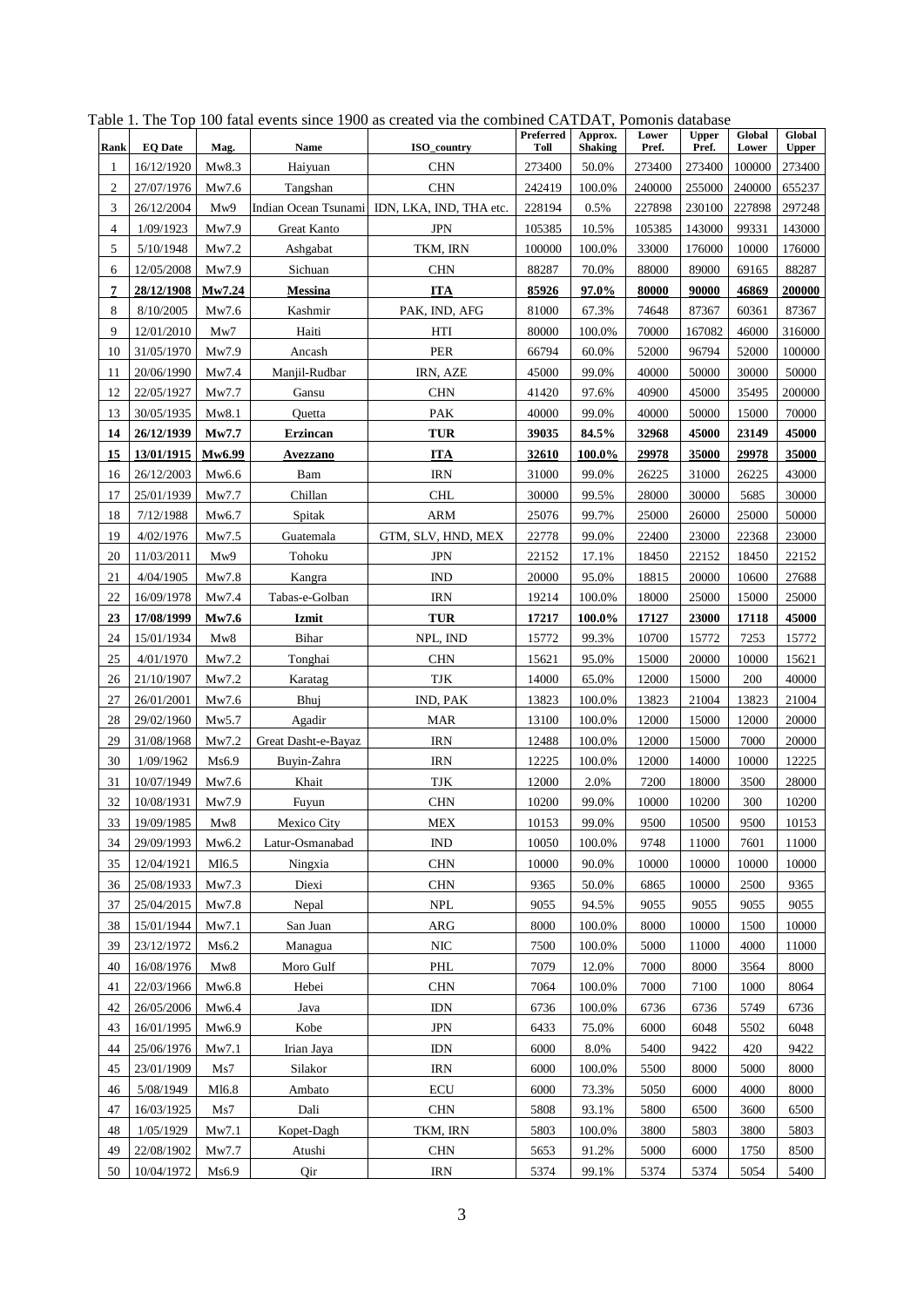Table 1. The Top 100 fatal events since 1900 as created via the combined CATDAT, Pomonis database

| Rank | EQ Date | Mag. | Name | ISO_country | Preferred Toll | Approx. Shaking | Lower Pref. | Upper Pref. | Global Lower | Global Upper |
|---|---|---|---|---|---|---|---|---|---|---|
| 1 | 16/12/1920 | Mw8.3 | Haiyuan | CHN | 273400 | 50.0% | 273400 | 273400 | 100000 | 273400 |
| 2 | 27/07/1976 | Mw7.6 | Tangshan | CHN | 242419 | 100.0% | 240000 | 255000 | 240000 | 655237 |
| 3 | 26/12/2004 | Mw9 | Indian Ocean Tsunami | IDN, LKA, IND, THA etc. | 228194 | 0.5% | 227898 | 230100 | 227898 | 297248 |
| 4 | 1/09/1923 | Mw7.9 | Great Kanto | JPN | 105385 | 10.5% | 105385 | 143000 | 99331 | 143000 |
| 5 | 5/10/1948 | Mw7.2 | Ashgabat | TKM, IRN | 100000 | 100.0% | 33000 | 176000 | 10000 | 176000 |
| 6 | 12/05/2008 | Mw7.9 | Sichuan | CHN | 88287 | 70.0% | 88000 | 89000 | 69165 | 88287 |
| **7** | **28/12/1908** | **Mw7.24** | **Messina** | **ITA** | **85926** | **97.0%** | **80000** | **90000** | **46869** | **200000** |
| 8 | 8/10/2005 | Mw7.6 | Kashmir | PAK, IND, AFG | 81000 | 67.3% | 74648 | 87367 | 60361 | 87367 |
| 9 | 12/01/2010 | Mw7 | Haiti | HTI | 80000 | 100.0% | 70000 | 167082 | 46000 | 316000 |
| 10 | 31/05/1970 | Mw7.9 | Ancash | PER | 66794 | 60.0% | 52000 | 96794 | 52000 | 100000 |
| 11 | 20/06/1990 | Mw7.4 | Manjil-Rudbar | IRN, AZE | 45000 | 99.0% | 40000 | 50000 | 30000 | 50000 |
| 12 | 22/05/1927 | Mw7.7 | Gansu | CHN | 41420 | 97.6% | 40900 | 45000 | 35495 | 200000 |
| 13 | 30/05/1935 | Mw8.1 | Quetta | PAK | 40000 | 99.0% | 40000 | 50000 | 15000 | 70000 |
| **14** | **26/12/1939** | **Mw7.7** | **Erzincan** | **TUR** | **39035** | **84.5%** | **32968** | **45000** | **23149** | **45000** |
| **15** | **13/01/1915** | **Mw6.99** | **Avezzano** | **ITA** | **32610** | **100.0%** | **29978** | **35000** | **29978** | **35000** |
| 16 | 26/12/2003 | Mw6.6 | Bam | IRN | 31000 | 99.0% | 26225 | 31000 | 26225 | 43000 |
| 17 | 25/01/1939 | Mw7.7 | Chillan | CHL | 30000 | 99.5% | 28000 | 30000 | 5685 | 30000 |
| 18 | 7/12/1988 | Mw6.7 | Spitak | ARM | 25076 | 99.7% | 25000 | 26000 | 25000 | 50000 |
| 19 | 4/02/1976 | Mw7.5 | Guatemala | GTM, SLV, HND, MEX | 22778 | 99.0% | 22400 | 23000 | 22368 | 23000 |
| 20 | 11/03/2011 | Mw9 | Tohoku | JPN | 22152 | 17.1% | 18450 | 22152 | 18450 | 22152 |
| 21 | 4/04/1905 | Mw7.8 | Kangra | IND | 20000 | 95.0% | 18815 | 20000 | 10600 | 27688 |
| 22 | 16/09/1978 | Mw7.4 | Tabas-e-Golban | IRN | 19214 | 100.0% | 18000 | 25000 | 15000 | 25000 |
| **23** | **17/08/1999** | **Mw7.6** | **Izmit** | **TUR** | **17217** | **100.0%** | **17127** | **23000** | **17118** | **45000** |
| 24 | 15/01/1934 | Mw8 | Bihar | NPL, IND | 15772 | 99.3% | 10700 | 15772 | 7253 | 15772 |
| 25 | 4/01/1970 | Mw7.2 | Tonghai | CHN | 15621 | 95.0% | 15000 | 20000 | 10000 | 15621 |
| 26 | 21/10/1907 | Mw7.2 | Karatag | TJK | 14000 | 65.0% | 12000 | 15000 | 200 | 40000 |
| 27 | 26/01/2001 | Mw7.6 | Bhuj | IND, PAK | 13823 | 100.0% | 13823 | 21004 | 13823 | 21004 |
| 28 | 29/02/1960 | Mw5.7 | Agadir | MAR | 13100 | 100.0% | 12000 | 15000 | 12000 | 20000 |
| 29 | 31/08/1968 | Mw7.2 | Great Dasht-e-Bayaz | IRN | 12488 | 100.0% | 12000 | 15000 | 7000 | 20000 |
| 30 | 1/09/1962 | Ms6.9 | Buyin-Zahra | IRN | 12225 | 100.0% | 12000 | 14000 | 10000 | 12225 |
| 31 | 10/07/1949 | Mw7.6 | Khait | TJK | 12000 | 2.0% | 7200 | 18000 | 3500 | 28000 |
| 32 | 10/08/1931 | Mw7.9 | Fuyun | CHN | 10200 | 99.0% | 10000 | 10200 | 300 | 10200 |
| 33 | 19/09/1985 | Mw8 | Mexico City | MEX | 10153 | 99.0% | 9500 | 10500 | 9500 | 10153 |
| 34 | 29/09/1993 | Mw6.2 | Latur-Osmanabad | IND | 10050 | 100.0% | 9748 | 11000 | 7601 | 11000 |
| 35 | 12/04/1921 | Ml6.5 | Ningxia | CHN | 10000 | 90.0% | 10000 | 10000 | 10000 | 10000 |
| 36 | 25/08/1933 | Mw7.3 | Diexi | CHN | 9365 | 50.0% | 6865 | 10000 | 2500 | 9365 |
| 37 | 25/04/2015 | Mw7.8 | Nepal | NPL | 9055 | 94.5% | 9055 | 9055 | 9055 | 9055 |
| 38 | 15/01/1944 | Mw7.1 | San Juan | ARG | 8000 | 100.0% | 8000 | 10000 | 1500 | 10000 |
| 39 | 23/12/1972 | Ms6.2 | Managua | NIC | 7500 | 100.0% | 5000 | 11000 | 4000 | 11000 |
| 40 | 16/08/1976 | Mw8 | Moro Gulf | PHL | 7079 | 12.0% | 7000 | 8000 | 3564 | 8000 |
| 41 | 22/03/1966 | Mw6.8 | Hebei | CHN | 7064 | 100.0% | 7000 | 7100 | 1000 | 8064 |
| 42 | 26/05/2006 | Mw6.4 | Java | IDN | 6736 | 100.0% | 6736 | 6736 | 5749 | 6736 |
| 43 | 16/01/1995 | Mw6.9 | Kobe | JPN | 6433 | 75.0% | 6000 | 6048 | 5502 | 6048 |
| 44 | 25/06/1976 | Mw7.1 | Irian Jaya | IDN | 6000 | 8.0% | 5400 | 9422 | 420 | 9422 |
| 45 | 23/01/1909 | Ms7 | Silakor | IRN | 6000 | 100.0% | 5500 | 8000 | 5000 | 8000 |
| 46 | 5/08/1949 | Ml6.8 | Ambato | ECU | 6000 | 73.3% | 5050 | 6000 | 4000 | 8000 |
| 47 | 16/03/1925 | Ms7 | Dali | CHN | 5808 | 93.1% | 5800 | 6500 | 3600 | 6500 |
| 48 | 1/05/1929 | Mw7.1 | Kopet-Dagh | TKM, IRN | 5803 | 100.0% | 3800 | 5803 | 3800 | 5803 |
| 49 | 22/08/1902 | Mw7.7 | Atushi | CHN | 5653 | 91.2% | 5000 | 6000 | 1750 | 8500 |
| 50 | 10/04/1972 | Ms6.9 | Qir | IRN | 5374 | 99.1% | 5374 | 5374 | 5054 | 5400 |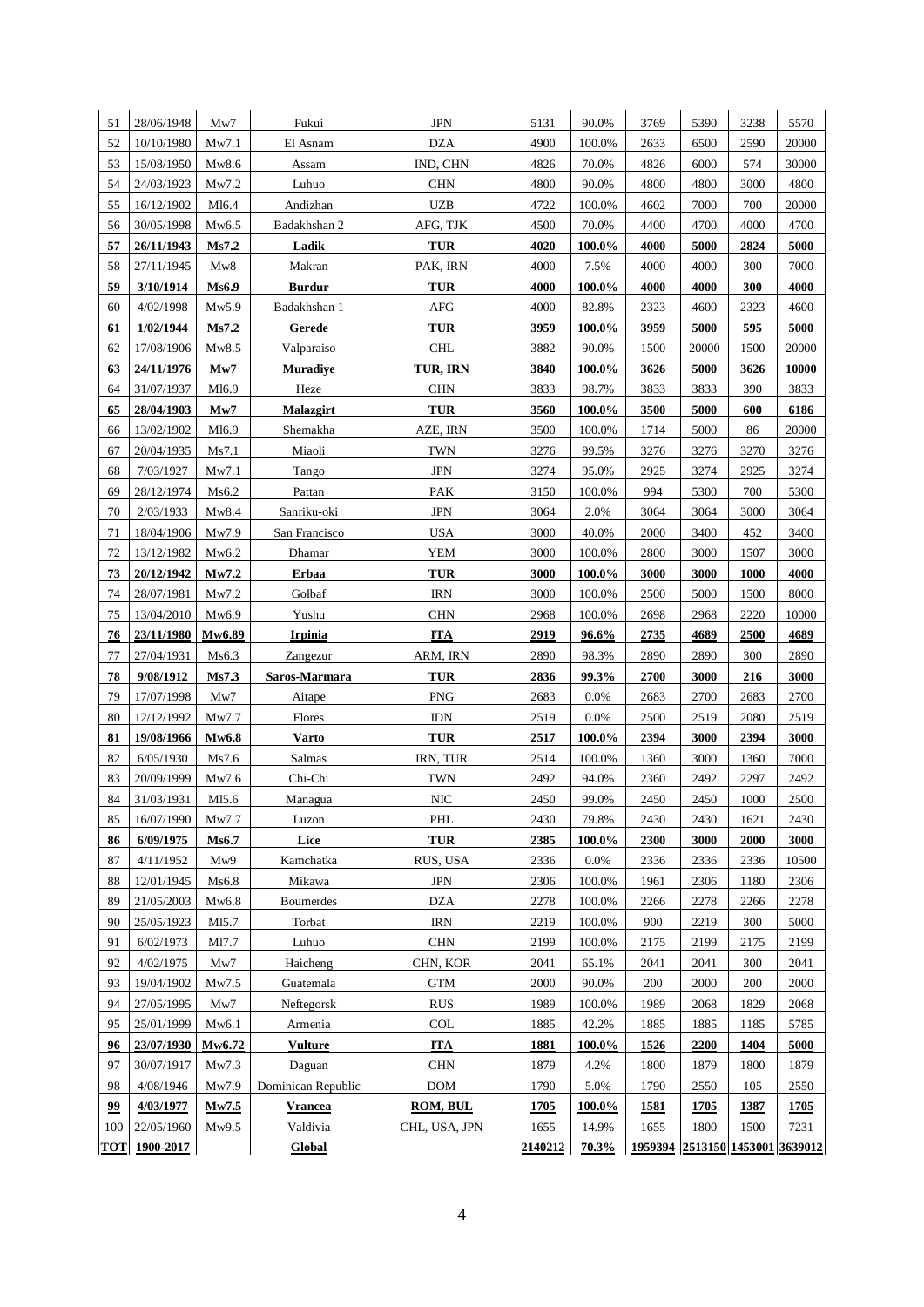| 51 | 28/06/1948 | Mw7 | Fukui | JPN | 5131 | 90.0% | 3769 | 5390 | 3238 | 5570 |
|---|---|---|---|---|---|---|---|---|---|---|
| 52 | 10/10/1980 | Mw7.1 | El Asnam | DZA | 4900 | 100.0% | 2633 | 6500 | 2590 | 20000 |
| 53 | 15/08/1950 | Mw8.6 | Assam | IND, CHN | 4826 | 70.0% | 4826 | 6000 | 574 | 30000 |
| 54 | 24/03/1923 | Mw7.2 | Luhuo | CHN | 4800 | 90.0% | 4800 | 4800 | 3000 | 4800 |
| 55 | 16/12/1902 | Ml6.4 | Andizhan | UZB | 4722 | 100.0% | 4602 | 7000 | 700 | 20000 |
| 56 | 30/05/1998 | Mw6.5 | Badakhshan 2 | AFG, TJK | 4500 | 70.0% | 4400 | 4700 | 4000 | 4700 |
| **57** | **26/11/1943** | **Ms7.2** | **Ladik** | **TUR** | **4020** | **100.0%** | **4000** | **5000** | **2824** | **5000** |
| 58 | 27/11/1945 | Mw8 | Makran | PAK, IRN | 4000 | 7.5% | 4000 | 4000 | 300 | 7000 |
| **59** | **3/10/1914** | **Ms6.9** | **Burdur** | **TUR** | **4000** | **100.0%** | **4000** | **4000** | **300** | **4000** |
| 60 | 4/02/1998 | Mw5.9 | Badakhshan 1 | AFG | 4000 | 82.8% | 2323 | 4600 | 2323 | 4600 |
| **61** | **1/02/1944** | **Ms7.2** | **Gerede** | **TUR** | **3959** | **100.0%** | **3959** | **5000** | **595** | **5000** |
| 62 | 17/08/1906 | Mw8.5 | Valparaiso | CHL | 3882 | 90.0% | 1500 | 20000 | 1500 | 20000 |
| **63** | **24/11/1976** | **Mw7** | **Muradiye** | **TUR, IRN** | **3840** | **100.0%** | **3626** | **5000** | **3626** | **10000** |
| 64 | 31/07/1937 | Ml6.9 | Heze | CHN | 3833 | 98.7% | 3833 | 3833 | 390 | 3833 |
| **65** | **28/04/1903** | **Mw7** | **Malazgirt** | **TUR** | **3560** | **100.0%** | **3500** | **5000** | **600** | **6186** |
| 66 | 13/02/1902 | Ml6.9 | Shemakha | AZE, IRN | 3500 | 100.0% | 1714 | 5000 | 86 | 20000 |
| 67 | 20/04/1935 | Ms7.1 | Miaoli | TWN | 3276 | 99.5% | 3276 | 3276 | 3270 | 3276 |
| 68 | 7/03/1927 | Mw7.1 | Tango | JPN | 3274 | 95.0% | 2925 | 3274 | 2925 | 3274 |
| 69 | 28/12/1974 | Ms6.2 | Pattan | PAK | 3150 | 100.0% | 994 | 5300 | 700 | 5300 |
| 70 | 2/03/1933 | Mw8.4 | Sanriku-oki | JPN | 3064 | 2.0% | 3064 | 3064 | 3000 | 3064 |
| 71 | 18/04/1906 | Mw7.9 | San Francisco | USA | 3000 | 40.0% | 2000 | 3400 | 452 | 3400 |
| 72 | 13/12/1982 | Mw6.2 | Dhamar | YEM | 3000 | 100.0% | 2800 | 3000 | 1507 | 3000 |
| **73** | **20/12/1942** | **Mw7.2** | **Erbaa** | **TUR** | **3000** | **100.0%** | **3000** | **3000** | **1000** | **4000** |
| 74 | 28/07/1981 | Mw7.2 | Golbaf | IRN | 3000 | 100.0% | 2500 | 5000 | 1500 | 8000 |
| 75 | 13/04/2010 | Mw6.9 | Yushu | CHN | 2968 | 100.0% | 2698 | 2968 | 2220 | 10000 |
| **76** | **23/11/1980** | **Mw6.89** | **Irpinia** | **ITA** | **2919** | **96.6%** | **2735** | **4689** | **2500** | **4689** |
| 77 | 27/04/1931 | Ms6.3 | Zangezur | ARM, IRN | 2890 | 98.3% | 2890 | 2890 | 300 | 2890 |
| **78** | **9/08/1912** | **Ms7.3** | **Saros-Marmara** | **TUR** | **2836** | **99.3%** | **2700** | **3000** | **216** | **3000** |
| 79 | 17/07/1998 | Mw7 | Aitape | PNG | 2683 | 0.0% | 2683 | 2700 | 2683 | 2700 |
| 80 | 12/12/1992 | Mw7.7 | Flores | IDN | 2519 | 0.0% | 2500 | 2519 | 2080 | 2519 |
| **81** | **19/08/1966** | **Mw6.8** | **Varto** | **TUR** | **2517** | **100.0%** | **2394** | **3000** | **2394** | **3000** |
| 82 | 6/05/1930 | Ms7.6 | Salmas | IRN, TUR | 2514 | 100.0% | 1360 | 3000 | 1360 | 7000 |
| 83 | 20/09/1999 | Mw7.6 | Chi-Chi | TWN | 2492 | 94.0% | 2360 | 2492 | 2297 | 2492 |
| 84 | 31/03/1931 | Ml5.6 | Managua | NIC | 2450 | 99.0% | 2450 | 2450 | 1000 | 2500 |
| 85 | 16/07/1990 | Mw7.7 | Luzon | PHL | 2430 | 79.8% | 2430 | 2430 | 1621 | 2430 |
| **86** | **6/09/1975** | **Ms6.7** | **Lice** | **TUR** | **2385** | **100.0%** | **2300** | **3000** | **2000** | **3000** |
| 87 | 4/11/1952 | Mw9 | Kamchatka | RUS, USA | 2336 | 0.0% | 2336 | 2336 | 2336 | 10500 |
| 88 | 12/01/1945 | Ms6.8 | Mikawa | JPN | 2306 | 100.0% | 1961 | 2306 | 1180 | 2306 |
| 89 | 21/05/2003 | Mw6.8 | Boumerdes | DZA | 2278 | 100.0% | 2266 | 2278 | 2266 | 2278 |
| 90 | 25/05/1923 | Ml5.7 | Torbat | IRN | 2219 | 100.0% | 900 | 2219 | 300 | 5000 |
| 91 | 6/02/1973 | Ml7.7 | Luhuo | CHN | 2199 | 100.0% | 2175 | 2199 | 2175 | 2199 |
| 92 | 4/02/1975 | Mw7 | Haicheng | CHN, KOR | 2041 | 65.1% | 2041 | 2041 | 300 | 2041 |
| 93 | 19/04/1902 | Mw7.5 | Guatemala | GTM | 2000 | 90.0% | 200 | 2000 | 200 | 2000 |
| 94 | 27/05/1995 | Mw7 | Neftegorsk | RUS | 1989 | 100.0% | 1989 | 2068 | 1829 | 2068 |
| 95 | 25/01/1999 | Mw6.1 | Armenia | COL | 1885 | 42.2% | 1885 | 1885 | 1185 | 5785 |
| **96** | **23/07/1930** | **Mw6.72** | **Vulture** | **ITA** | **1881** | **100.0%** | **1526** | **2200** | **1404** | **5000** |
| 97 | 30/07/1917 | Mw7.3 | Daguan | CHN | 1879 | 4.2% | 1800 | 1879 | 1800 | 1879 |
| 98 | 4/08/1946 | Mw7.9 | Dominican Republic | DOM | 1790 | 5.0% | 1790 | 2550 | 105 | 2550 |
| **99** | **4/03/1977** | **Mw7.5** | **Vrancea** | **ROM, BUL** | **1705** | **100.0%** | **1581** | **1705** | **1387** | **1705** |
| 100 | 22/05/1960 | Mw9.5 | Valdivia | CHL, USA, JPN | 1655 | 14.9% | 1655 | 1800 | 1500 | 7231 |
| **TOT** | **1900-2017** | | **Global** | | **2140212** | **70.3%** | **1959394** | **2513150** | **1453001** | **3639012** |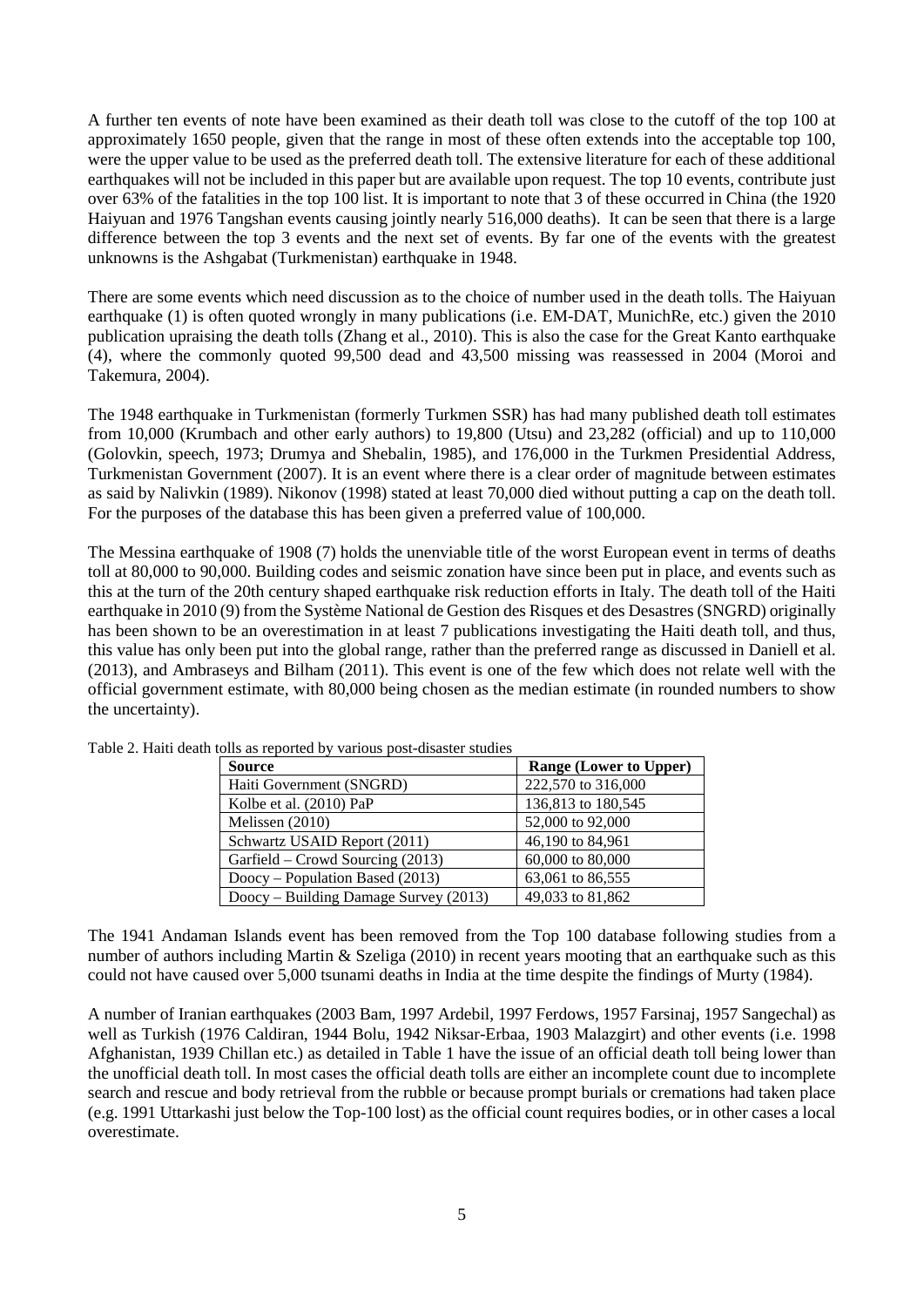A further ten events of note have been examined as their death toll was close to the cutoff of the top 100 at approximately 1650 people, given that the range in most of these often extends into the acceptable top 100, were the upper value to be used as the preferred death toll. The extensive literature for each of these additional earthquakes will not be included in this paper but are available upon request. The top 10 events, contribute just over 63% of the fatalities in the top 100 list. It is important to note that 3 of these occurred in China (the 1920 Haiyuan and 1976 Tangshan events causing jointly nearly 516,000 deaths). It can be seen that there is a large difference between the top 3 events and the next set of events. By far one of the events with the greatest unknowns is the Ashgabat (Turkmenistan) earthquake in 1948.

There are some events which need discussion as to the choice of number used in the death tolls. The Haiyuan earthquake (1) is often quoted wrongly in many publications (i.e. EM-DAT, MunichRe, etc.) given the 2010 publication upraising the death tolls (Zhang et al., 2010). This is also the case for the Great Kanto earthquake (4), where the commonly quoted 99,500 dead and 43,500 missing was reassessed in 2004 (Moroi and Takemura, 2004).

The 1948 earthquake in Turkmenistan (formerly Turkmen SSR) has had many published death toll estimates from 10,000 (Krumbach and other early authors) to 19,800 (Utsu) and 23,282 (official) and up to 110,000 (Golovkin, speech, 1973; Drumya and Shebalin, 1985), and 176,000 in the Turkmen Presidential Address, Turkmenistan Government (2007). It is an event where there is a clear order of magnitude between estimates as said by Nalivkin (1989). Nikonov (1998) stated at least 70,000 died without putting a cap on the death toll. For the purposes of the database this has been given a preferred value of 100,000.

The Messina earthquake of 1908 (7) holds the unenviable title of the worst European event in terms of deaths toll at 80,000 to 90,000. Building codes and seismic zonation have since been put in place, and events such as this at the turn of the 20th century shaped earthquake risk reduction efforts in Italy. The death toll of the Haiti earthquake in 2010 (9) from the Système National de Gestion des Risques et des Desastres (SNGRD) originally has been shown to be an overestimation in at least 7 publications investigating the Haiti death toll, and thus, this value has only been put into the global range, rather than the preferred range as discussed in Daniell et al. (2013), and Ambraseys and Bilham (2011). This event is one of the few which does not relate well with the official government estimate, with 80,000 being chosen as the median estimate (in rounded numbers to show the uncertainty).

Table 2. Haiti death tolls as reported by various post-disaster studies

| Source | Range (Lower to Upper) |
|---|---|
| Haiti Government (SNGRD) | 222,570 to 316,000 |
| Kolbe et al. (2010) PaP | 136,813 to 180,545 |
| Melissen (2010) | 52,000 to 92,000 |
| Schwartz USAID Report (2011) | 46,190 to 84,961 |
| Garfield – Crowd Sourcing (2013) | 60,000 to 80,000 |
| Doocy – Population Based (2013) | 63,061 to 86,555 |
| Doocy – Building Damage Survey (2013) | 49,033 to 81,862 |

The 1941 Andaman Islands event has been removed from the Top 100 database following studies from a number of authors including Martin & Szeliga (2010) in recent years mooting that an earthquake such as this could not have caused over 5,000 tsunami deaths in India at the time despite the findings of Murty (1984).

A number of Iranian earthquakes (2003 Bam, 1997 Ardebil, 1997 Ferdows, 1957 Farsinaj, 1957 Sangechal) as well as Turkish (1976 Caldiran, 1944 Bolu, 1942 Niksar-Erbaa, 1903 Malazgirt) and other events (i.e. 1998 Afghanistan, 1939 Chillan etc.) as detailed in Table 1 have the issue of an official death toll being lower than the unofficial death toll. In most cases the official death tolls are either an incomplete count due to incomplete search and rescue and body retrieval from the rubble or because prompt burials or cremations had taken place (e.g. 1991 Uttarkashi just below the Top-100 lost) as the official count requires bodies, or in other cases a local overestimate.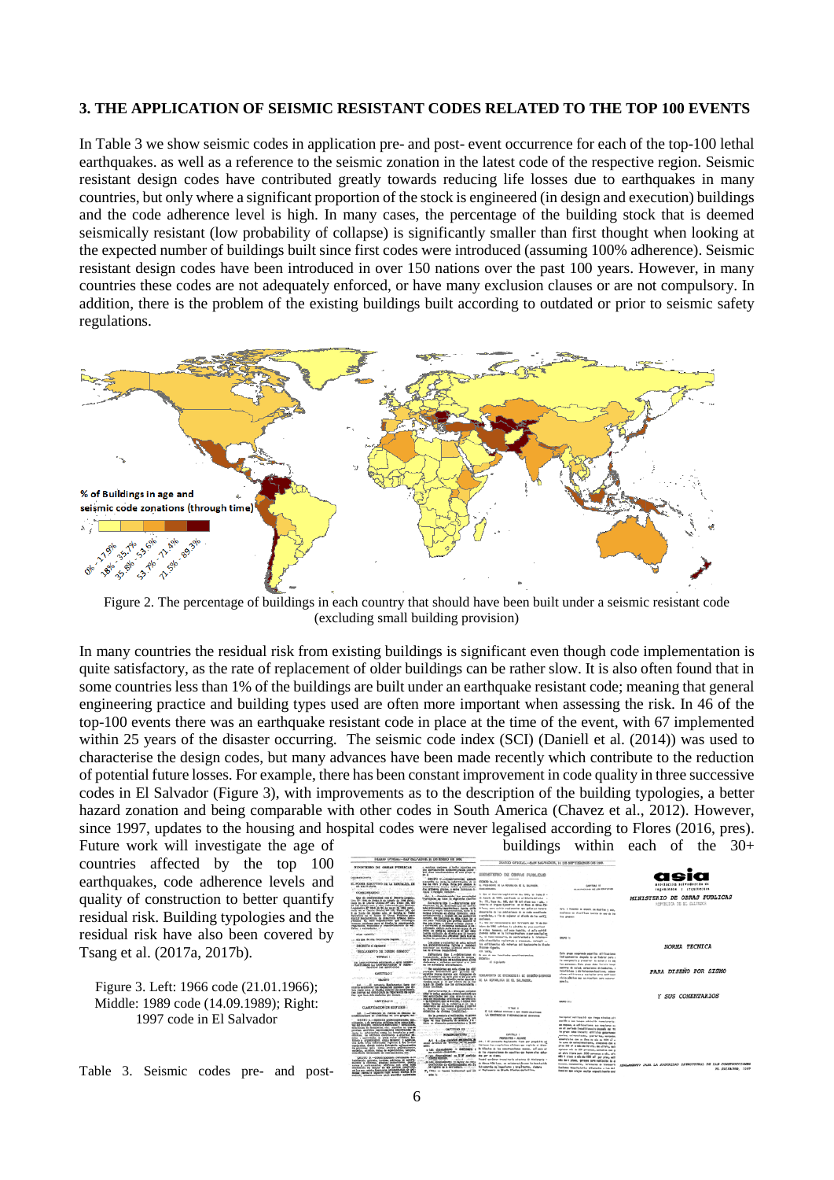## 3. THE APPLICATION OF SEISMIC RESISTANT CODES RELATED TO THE TOP 100 EVENTS

In Table 3 we show seismic codes in application pre- and post- event occurrence for each of the top-100 lethal earthquakes. as well as a reference to the seismic zonation in the latest code of the respective region. Seismic resistant design codes have contributed greatly towards reducing life losses due to earthquakes in many countries, but only where a significant proportion of the stock is engineered (in design and execution) buildings and the code adherence level is high. In many cases, the percentage of the building stock that is deemed seismically resistant (low probability of collapse) is significantly smaller than first thought when looking at the expected number of buildings built since first codes were introduced (assuming 100% adherence). Seismic resistant design codes have been introduced in over 150 nations over the past 100 years. However, in many countries these codes are not adequately enforced, or have many exclusion clauses or are not compulsory. In addition, there is the problem of the existing buildings built according to outdated or prior to seismic safety regulations.

Figure 2. The percentage of buildings in each country that should have been built under a seismic resistant code (excluding small building provision)

In many countries the residual risk from existing buildings is significant even though code implementation is quite satisfactory, as the rate of replacement of older buildings can be rather slow. It is also often found that in some countries less than 1% of the buildings are built under an earthquake resistant code; meaning that general engineering practice and building types used are often more important when assessing the risk. In 46 of the top-100 events there was an earthquake resistant code in place at the time of the event, with 67 implemented within 25 years of the disaster occurring. The seismic code index (SCI) (Daniell et al. (2014)) was used to characterise the design codes, but many advances have been made recently which contribute to the reduction of potential future losses. For example, there has been constant improvement in code quality in three successive codes in El Salvador (Figure 3), with improvements as to the description of the building typologies, a better hazard zonation and being comparable with other codes in South America (Chavez et al., 2012). However, since 1997, updates to the housing and hospital codes were never legalised according to Flores (2016, pres).

Future work will investigate the age of buildings within each of the 30+ countries affected by the top 100 earthquakes, code adherence levels and quality of construction to better quantify residual risk. Building typologies and the residual risk have also been covered by Tsang et al. (2017a, 2017b).

Figure 3. Left: 1966 code (21.01.1966); Middle: 1989 code (14.09.1989); Right: 1997 code in El Salvador

Table 3. Seismic codes pre- and post-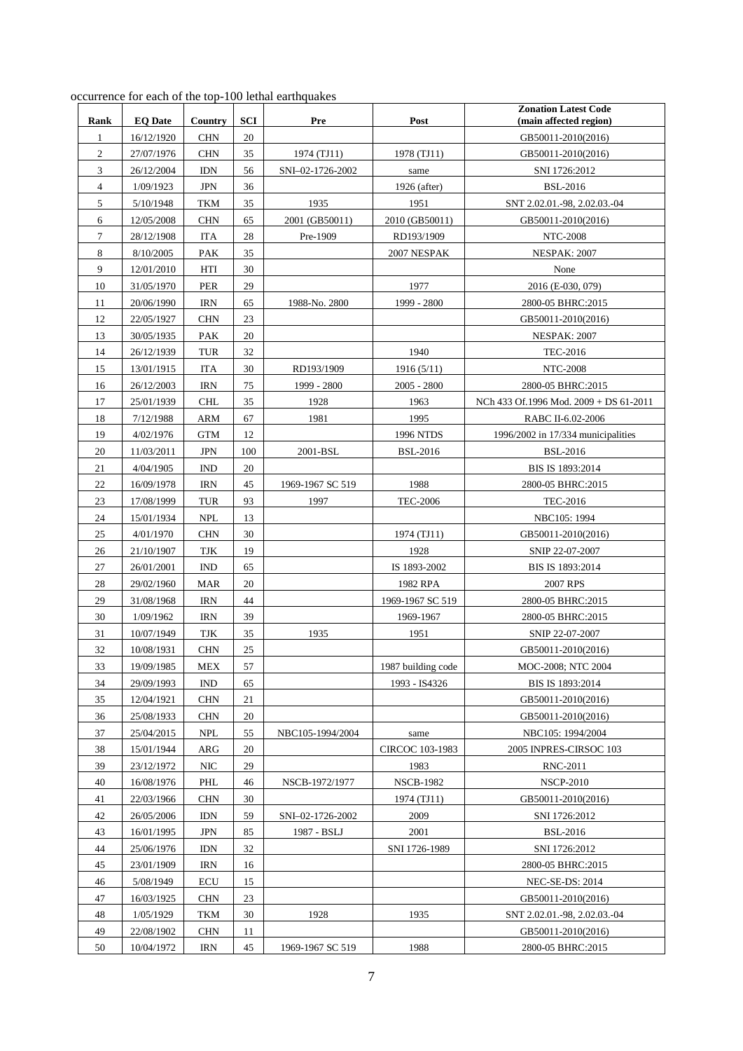occurrence for each of the top-100 lethal earthquakes

| Rank | EQ Date | Country | SCI | Pre | Post | Zonation Latest Code (main affected region) |
|---|---|---|---|---|---|---|
| 1 | 16/12/1920 | CHN | 20 | | | GB50011-2010(2016) |
| 2 | 27/07/1976 | CHN | 35 | 1974 (TJ11) | 1978 (TJ11) | GB50011-2010(2016) |
| 3 | 26/12/2004 | IDN | 56 | SNI–02-1726-2002 | same | SNI 1726:2012 |
| 4 | 1/09/1923 | JPN | 36 | | 1926 (after) | BSL-2016 |
| 5 | 5/10/1948 | TKM | 35 | 1935 | 1951 | SNT 2.02.01.-98, 2.02.03.-04 |
| 6 | 12/05/2008 | CHN | 65 | 2001 (GB50011) | 2010 (GB50011) | GB50011-2010(2016) |
| 7 | 28/12/1908 | ITA | 28 | Pre-1909 | RD193/1909 | NTC-2008 |
| 8 | 8/10/2005 | PAK | 35 | | 2007 NESPAK | NESPAK: 2007 |
| 9 | 12/01/2010 | HTI | 30 | | | None |
| 10 | 31/05/1970 | PER | 29 | | 1977 | 2016 (E-030, 079) |
| 11 | 20/06/1990 | IRN | 65 | 1988-No. 2800 | 1999 - 2800 | 2800-05 BHRC:2015 |
| 12 | 22/05/1927 | CHN | 23 | | | GB50011-2010(2016) |
| 13 | 30/05/1935 | PAK | 20 | | | NESPAK: 2007 |
| 14 | 26/12/1939 | TUR | 32 | | 1940 | TEC-2016 |
| 15 | 13/01/1915 | ITA | 30 | RD193/1909 | 1916 (5/11) | NTC-2008 |
| 16 | 26/12/2003 | IRN | 75 | 1999 - 2800 | 2005 - 2800 | 2800-05 BHRC:2015 |
| 17 | 25/01/1939 | CHL | 35 | 1928 | 1963 | NCh 433 Of.1996 Mod. 2009 + DS 61-2011 |
| 18 | 7/12/1988 | ARM | 67 | 1981 | 1995 | RABC II-6.02-2006 |
| 19 | 4/02/1976 | GTM | 12 | | 1996 NTDS | 1996/2002 in 17/334 municipalities |
| 20 | 11/03/2011 | JPN | 100 | 2001-BSL | BSL-2016 | BSL-2016 |
| 21 | 4/04/1905 | IND | 20 | | | BIS IS 1893:2014 |
| 22 | 16/09/1978 | IRN | 45 | 1969-1967 SC 519 | 1988 | 2800-05 BHRC:2015 |
| 23 | 17/08/1999 | TUR | 93 | 1997 | TEC-2006 | TEC-2016 |
| 24 | 15/01/1934 | NPL | 13 | | | NBC105: 1994 |
| 25 | 4/01/1970 | CHN | 30 | | 1974 (TJ11) | GB50011-2010(2016) |
| 26 | 21/10/1907 | TJK | 19 | | 1928 | SNIP 22-07-2007 |
| 27 | 26/01/2001 | IND | 65 | | IS 1893-2002 | BIS IS 1893:2014 |
| 28 | 29/02/1960 | MAR | 20 | | 1982 RPA | 2007 RPS |
| 29 | 31/08/1968 | IRN | 44 | | 1969-1967 SC 519 | 2800-05 BHRC:2015 |
| 30 | 1/09/1962 | IRN | 39 | | 1969-1967 | 2800-05 BHRC:2015 |
| 31 | 10/07/1949 | TJK | 35 | 1935 | 1951 | SNIP 22-07-2007 |
| 32 | 10/08/1931 | CHN | 25 | | | GB50011-2010(2016) |
| 33 | 19/09/1985 | MEX | 57 | | 1987 building code | MOC-2008; NTC 2004 |
| 34 | 29/09/1993 | IND | 65 | | 1993 - IS4326 | BIS IS 1893:2014 |
| 35 | 12/04/1921 | CHN | 21 | | | GB50011-2010(2016) |
| 36 | 25/08/1933 | CHN | 20 | | | GB50011-2010(2016) |
| 37 | 25/04/2015 | NPL | 55 | NBC105-1994/2004 | same | NBC105: 1994/2004 |
| 38 | 15/01/1944 | ARG | 20 | | CIRCOC 103-1983 | 2005 INPRES-CIRSOC 103 |
| 39 | 23/12/1972 | NIC | 29 | | 1983 | RNC-2011 |
| 40 | 16/08/1976 | PHL | 46 | NSCB-1972/1977 | NSCB-1982 | NSCP-2010 |
| 41 | 22/03/1966 | CHN | 30 | | 1974 (TJ11) | GB50011-2010(2016) |
| 42 | 26/05/2006 | IDN | 59 | SNI–02-1726-2002 | 2009 | SNI 1726:2012 |
| 43 | 16/01/1995 | JPN | 85 | 1987 - BSLJ | 2001 | BSL-2016 |
| 44 | 25/06/1976 | IDN | 32 | | SNI 1726-1989 | SNI 1726:2012 |
| 45 | 23/01/1909 | IRN | 16 | | | 2800-05 BHRC:2015 |
| 46 | 5/08/1949 | ECU | 15 | | | NEC-SE-DS: 2014 |
| 47 | 16/03/1925 | CHN | 23 | | | GB50011-2010(2016) |
| 48 | 1/05/1929 | TKM | 30 | 1928 | 1935 | SNT 2.02.01.-98, 2.02.03.-04 |
| 49 | 22/08/1902 | CHN | 11 | | | GB50011-2010(2016) |
| 50 | 10/04/1972 | IRN | 45 | 1969-1967 SC 519 | 1988 | 2800-05 BHRC:2015 |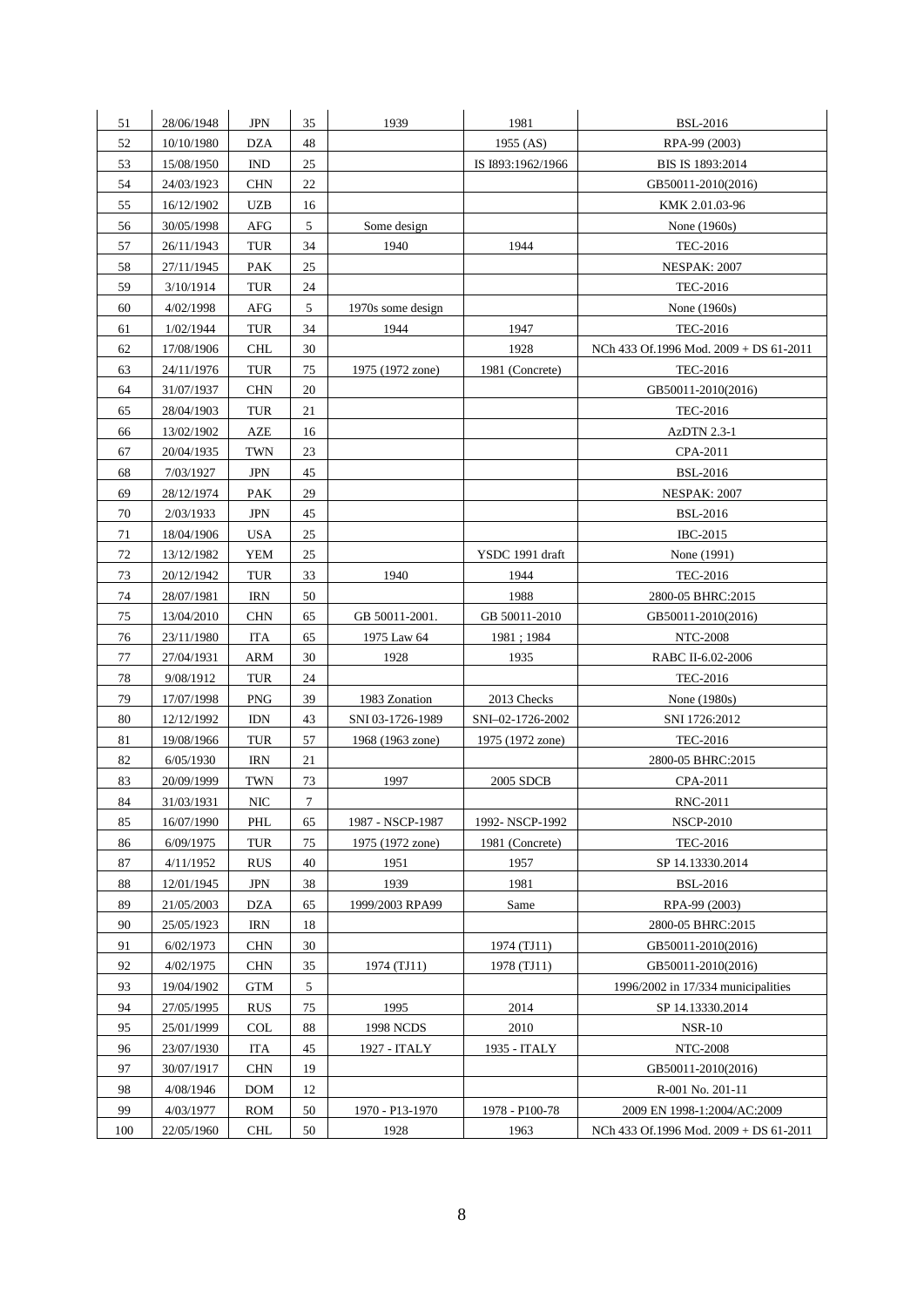| 51 | 28/06/1948 | JPN | 35 | 1939 | 1981 | BSL-2016 |
|---|---|---|---|---|---|---|
| 52 | 10/10/1980 | DZA | 48 | | 1955 (AS) | RPA-99 (2003) |
| 53 | 15/08/1950 | IND | 25 | | IS I893:1962/1966 | BIS IS 1893:2014 |
| 54 | 24/03/1923 | CHN | 22 | | | GB50011-2010(2016) |
| 55 | 16/12/1902 | UZB | 16 | | | KMK 2.01.03-96 |
| 56 | 30/05/1998 | AFG | 5 | Some design | | None (1960s) |
| 57 | 26/11/1943 | TUR | 34 | 1940 | 1944 | TEC-2016 |
| 58 | 27/11/1945 | PAK | 25 | | | NESPAK: 2007 |
| 59 | 3/10/1914 | TUR | 24 | | | TEC-2016 |
| 60 | 4/02/1998 | AFG | 5 | 1970s some design | | None (1960s) |
| 61 | 1/02/1944 | TUR | 34 | 1944 | 1947 | TEC-2016 |
| 62 | 17/08/1906 | CHL | 30 | | 1928 | NCh 433 Of.1996 Mod. 2009 + DS 61-2011 |
| 63 | 24/11/1976 | TUR | 75 | 1975 (1972 zone) | 1981 (Concrete) | TEC-2016 |
| 64 | 31/07/1937 | CHN | 20 | | | GB50011-2010(2016) |
| 65 | 28/04/1903 | TUR | 21 | | | TEC-2016 |
| 66 | 13/02/1902 | AZE | 16 | | | AzDTN 2.3-1 |
| 67 | 20/04/1935 | TWN | 23 | | | CPA-2011 |
| 68 | 7/03/1927 | JPN | 45 | | | BSL-2016 |
| 69 | 28/12/1974 | PAK | 29 | | | NESPAK: 2007 |
| 70 | 2/03/1933 | JPN | 45 | | | BSL-2016 |
| 71 | 18/04/1906 | USA | 25 | | | IBC-2015 |
| 72 | 13/12/1982 | YEM | 25 | | YSDC 1991 draft | None (1991) |
| 73 | 20/12/1942 | TUR | 33 | 1940 | 1944 | TEC-2016 |
| 74 | 28/07/1981 | IRN | 50 | | 1988 | 2800-05 BHRC:2015 |
| 75 | 13/04/2010 | CHN | 65 | GB 50011-2001. | GB 50011-2010 | GB50011-2010(2016) |
| 76 | 23/11/1980 | ITA | 65 | 1975 Law 64 | 1981 ; 1984 | NTC-2008 |
| 77 | 27/04/1931 | ARM | 30 | 1928 | 1935 | RABC II-6.02-2006 |
| 78 | 9/08/1912 | TUR | 24 | | | TEC-2016 |
| 79 | 17/07/1998 | PNG | 39 | 1983 Zonation | 2013 Checks | None (1980s) |
| 80 | 12/12/1992 | IDN | 43 | SNI 03-1726-1989 | SNI–02-1726-2002 | SNI 1726:2012 |
| 81 | 19/08/1966 | TUR | 57 | 1968 (1963 zone) | 1975 (1972 zone) | TEC-2016 |
| 82 | 6/05/1930 | IRN | 21 | | | 2800-05 BHRC:2015 |
| 83 | 20/09/1999 | TWN | 73 | 1997 | 2005 SDCB | CPA-2011 |
| 84 | 31/03/1931 | NIC | 7 | | | RNC-2011 |
| 85 | 16/07/1990 | PHL | 65 | 1987 - NSCP-1987 | 1992- NSCP-1992 | NSCP-2010 |
| 86 | 6/09/1975 | TUR | 75 | 1975 (1972 zone) | 1981 (Concrete) | TEC-2016 |
| 87 | 4/11/1952 | RUS | 40 | 1951 | 1957 | SP 14.13330.2014 |
| 88 | 12/01/1945 | JPN | 38 | 1939 | 1981 | BSL-2016 |
| 89 | 21/05/2003 | DZA | 65 | 1999/2003 RPA99 | Same | RPA-99 (2003) |
| 90 | 25/05/1923 | IRN | 18 | | | 2800-05 BHRC:2015 |
| 91 | 6/02/1973 | CHN | 30 | | 1974 (TJ11) | GB50011-2010(2016) |
| 92 | 4/02/1975 | CHN | 35 | 1974 (TJ11) | 1978 (TJ11) | GB50011-2010(2016) |
| 93 | 19/04/1902 | GTM | 5 | | | 1996/2002 in 17/334 municipalities |
| 94 | 27/05/1995 | RUS | 75 | 1995 | 2014 | SP 14.13330.2014 |
| 95 | 25/01/1999 | COL | 88 | 1998 NCDS | 2010 | NSR-10 |
| 96 | 23/07/1930 | ITA | 45 | 1927 - ITALY | 1935 - ITALY | NTC-2008 |
| 97 | 30/07/1917 | CHN | 19 | | | GB50011-2010(2016) |
| 98 | 4/08/1946 | DOM | 12 | | | R-001 No. 201-11 |
| 99 | 4/03/1977 | ROM | 50 | 1970 - P13-1970 | 1978 - P100-78 | 2009 EN 1998-1:2004/AC:2009 |
| 100 | 22/05/1960 | CHL | 50 | 1928 | 1963 | NCh 433 Of.1996 Mod. 2009 + DS 61-2011 |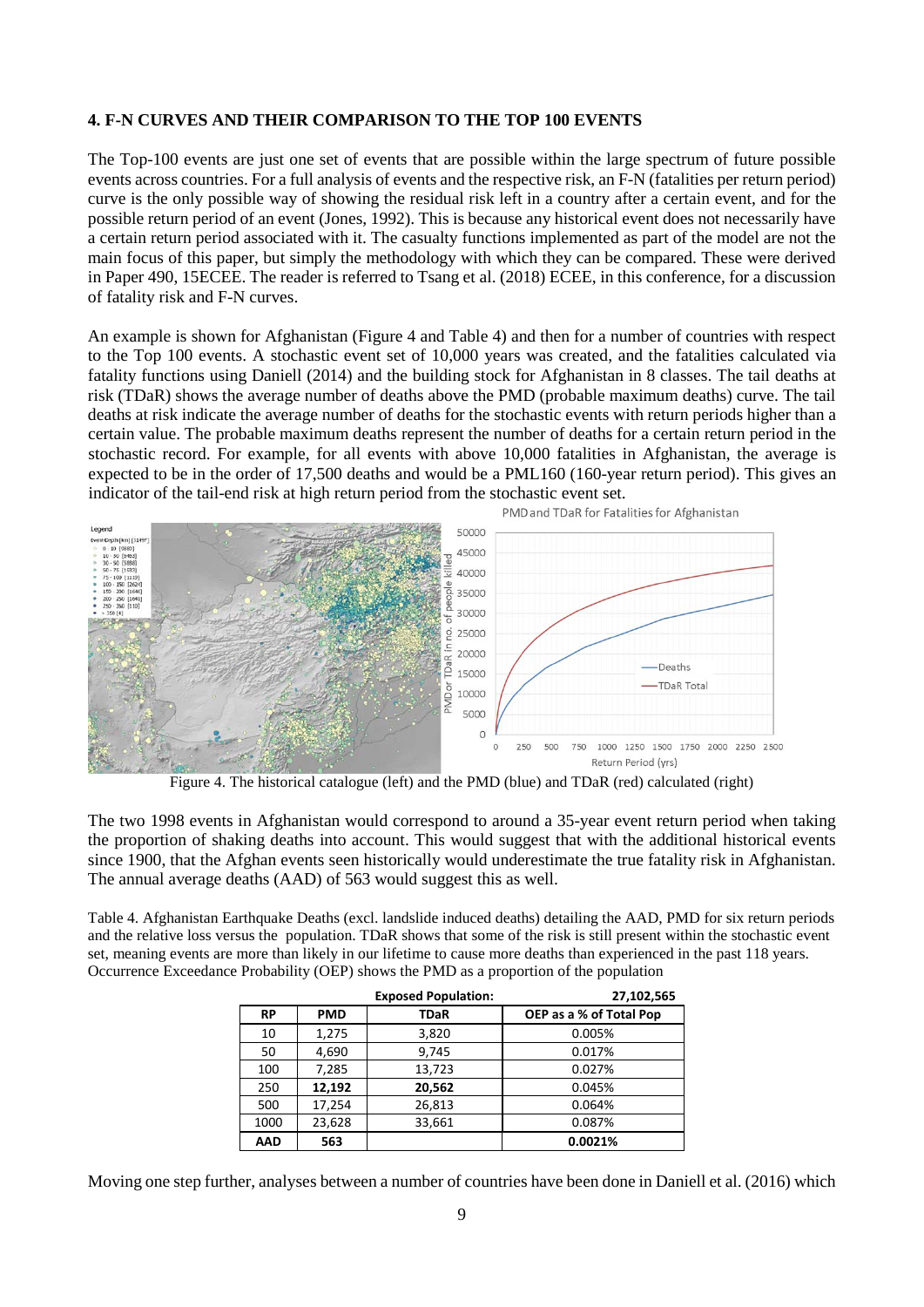## 4. F-N CURVES AND THEIR COMPARISON TO THE TOP 100 EVENTS

The Top-100 events are just one set of events that are possible within the large spectrum of future possible events across countries. For a full analysis of events and the respective risk, an F-N (fatalities per return period) curve is the only possible way of showing the residual risk left in a country after a certain event, and for the possible return period of an event (Jones, 1992). This is because any historical event does not necessarily have a certain return period associated with it. The casualty functions implemented as part of the model are not the main focus of this paper, but simply the methodology with which they can be compared. These were derived in Paper 490, 15ECEE. The reader is referred to Tsang et al. (2018) ECEE, in this conference, for a discussion of fatality risk and F-N curves.

An example is shown for Afghanistan (Figure 4 and Table 4) and then for a number of countries with respect to the Top 100 events. A stochastic event set of 10,000 years was created, and the fatalities calculated via fatality functions using Daniell (2014) and the building stock for Afghanistan in 8 classes. The tail deaths at risk (TDaR) shows the average number of deaths above the PMD (probable maximum deaths) curve. The tail deaths at risk indicate the average number of deaths for the stochastic events with return periods higher than a certain value. The probable maximum deaths represent the number of deaths for a certain return period in the stochastic record. For example, for all events with above 10,000 fatalities in Afghanistan, the average is expected to be in the order of 17,500 deaths and would be a PML160 (160-year return period). This gives an indicator of the tail-end risk at high return period from the stochastic event set.

Figure 4. The historical catalogue (left) and the PMD (blue) and TDaR (red) calculated (right)

The two 1998 events in Afghanistan would correspond to around a 35-year event return period when taking the proportion of shaking deaths into account. This would suggest that with the additional historical events since 1900, that the Afghan events seen historically would underestimate the true fatality risk in Afghanistan. The annual average deaths (AAD) of 563 would suggest this as well.

Table 4. Afghanistan Earthquake Deaths (excl. landslide induced deaths) detailing the AAD, PMD for six return periods and the relative loss versus the population. TDaR shows that some of the risk is still present within the stochastic event set, meaning events are more than likely in our lifetime to cause more deaths than experienced in the past 118 years. Occurrence Exceedance Probability (OEP) shows the PMD as a proportion of the population

| | | **Exposed Population:** | **27,102,565** |
|---|---|---|---|
| **RP** | **PMD** | **TDaR** | **OEP as a % of Total Pop** |
| 10 | 1,275 | 3,820 | 0.005% |
| 50 | 4,690 | 9,745 | 0.017% |
| 100 | 7,285 | 13,723 | 0.027% |
| 250 | **12,192** | **20,562** | 0.045% |
| 500 | 17,254 | 26,813 | 0.064% |
| 1000 | 23,628 | 33,661 | 0.087% |
| **AAD** | **563** | | **0.0021%** |

Moving one step further, analyses between a number of countries have been done in Daniell et al. (2016) which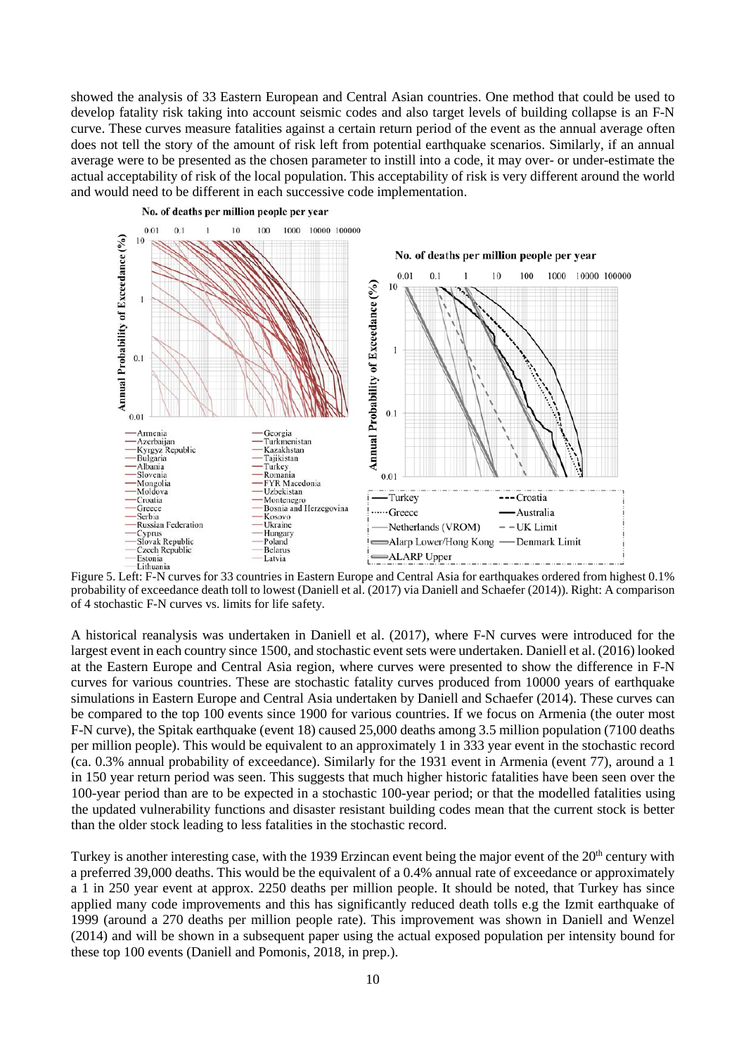showed the analysis of 33 Eastern European and Central Asian countries. One method that could be used to develop fatality risk taking into account seismic codes and also target levels of building collapse is an F-N curve. These curves measure fatalities against a certain return period of the event as the annual average often does not tell the story of the amount of risk left from potential earthquake scenarios. Similarly, if an annual average were to be presented as the chosen parameter to instill into a code, it may over- or under-estimate the actual acceptability of risk of the local population. This acceptability of risk is very different around the world and would need to be different in each successive code implementation.

Figure 5. Left: F-N curves for 33 countries in Eastern Europe and Central Asia for earthquakes ordered from highest 0.1% probability of exceedance death toll to lowest (Daniell et al. (2017) via Daniell and Schaefer (2014)). Right: A comparison of 4 stochastic F-N curves vs. limits for life safety.

A historical reanalysis was undertaken in Daniell et al. (2017), where F-N curves were introduced for the largest event in each country since 1500, and stochastic event sets were undertaken. Daniell et al. (2016) looked at the Eastern Europe and Central Asia region, where curves were presented to show the difference in F-N curves for various countries. These are stochastic fatality curves produced from 10000 years of earthquake simulations in Eastern Europe and Central Asia undertaken by Daniell and Schaefer (2014). These curves can be compared to the top 100 events since 1900 for various countries. If we focus on Armenia (the outer most F-N curve), the Spitak earthquake (event 18) caused 25,000 deaths among 3.5 million population (7100 deaths per million people). This would be equivalent to an approximately 1 in 333 year event in the stochastic record (ca. 0.3% annual probability of exceedance). Similarly for the 1931 event in Armenia (event 77), around a 1 in 150 year return period was seen. This suggests that much higher historic fatalities have been seen over the 100-year period than are to be expected in a stochastic 100-year period; or that the modelled fatalities using the updated vulnerability functions and disaster resistant building codes mean that the current stock is better than the older stock leading to less fatalities in the stochastic record.

Turkey is another interesting case, with the 1939 Erzincan event being the major event of the 20[th] century with a preferred 39,000 deaths. This would be the equivalent of a 0.4% annual rate of exceedance or approximately a 1 in 250 year event at approx. 2250 deaths per million people. It should be noted, that Turkey has since applied many code improvements and this has significantly reduced death tolls e.g the Izmit earthquake of 1999 (around a 270 deaths per million people rate). This improvement was shown in Daniell and Wenzel (2014) and will be shown in a subsequent paper using the actual exposed population per intensity bound for these top 100 events (Daniell and Pomonis, 2018, in prep.).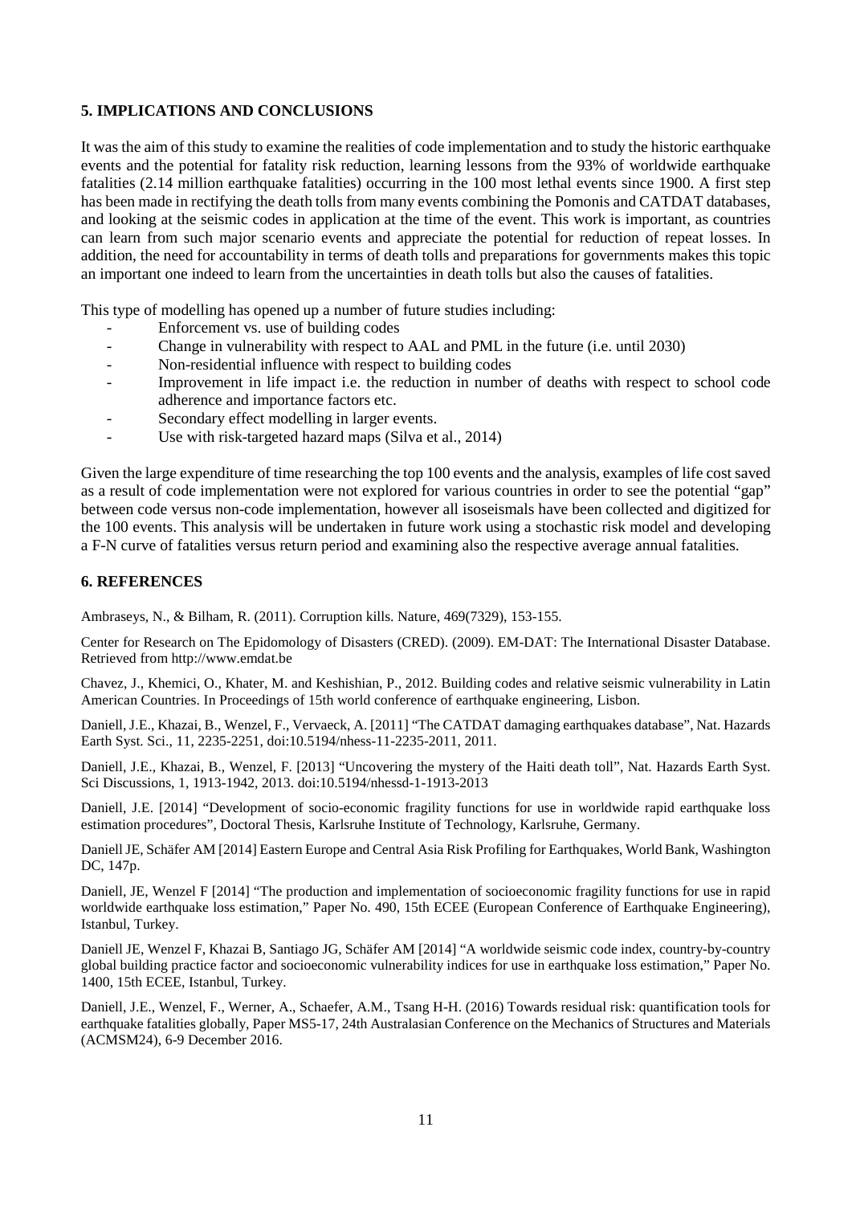## 5. IMPLICATIONS AND CONCLUSIONS

It was the aim of this study to examine the realities of code implementation and to study the historic earthquake events and the potential for fatality risk reduction, learning lessons from the 93% of worldwide earthquake fatalities (2.14 million earthquake fatalities) occurring in the 100 most lethal events since 1900. A first step has been made in rectifying the death tolls from many events combining the Pomonis and CATDAT databases, and looking at the seismic codes in application at the time of the event. This work is important, as countries can learn from such major scenario events and appreciate the potential for reduction of repeat losses. In addition, the need for accountability in terms of death tolls and preparations for governments makes this topic an important one indeed to learn from the uncertainties in death tolls but also the causes of fatalities.

This type of modelling has opened up a number of future studies including:

- Enforcement vs. use of building codes
- Change in vulnerability with respect to AAL and PML in the future (i.e. until 2030)
- Non-residential influence with respect to building codes
- Improvement in life impact i.e. the reduction in number of deaths with respect to school code adherence and importance factors etc.
- Secondary effect modelling in larger events.
- Use with risk-targeted hazard maps (Silva et al., 2014)

Given the large expenditure of time researching the top 100 events and the analysis, examples of life cost saved as a result of code implementation were not explored for various countries in order to see the potential "gap" between code versus non-code implementation, however all isoseismals have been collected and digitized for the 100 events. This analysis will be undertaken in future work using a stochastic risk model and developing a F-N curve of fatalities versus return period and examining also the respective average annual fatalities.

## 6. REFERENCES

Ambraseys, N., & Bilham, R. (2011). Corruption kills. Nature, 469(7329), 153-155.

Center for Research on The Epidomology of Disasters (CRED). (2009). EM-DAT: The International Disaster Database. Retrieved from http://www.emdat.be

Chavez, J., Khemici, O., Khater, M. and Keshishian, P., 2012. Building codes and relative seismic vulnerability in Latin American Countries. In Proceedings of 15th world conference of earthquake engineering, Lisbon.

Daniell, J.E., Khazai, B., Wenzel, F., Vervaeck, A. [2011] "The CATDAT damaging earthquakes database", Nat. Hazards Earth Syst. Sci., 11, 2235-2251, doi:10.5194/nhess-11-2235-2011, 2011.

Daniell, J.E., Khazai, B., Wenzel, F. [2013] "Uncovering the mystery of the Haiti death toll", Nat. Hazards Earth Syst. Sci Discussions, 1, 1913-1942, 2013. doi:10.5194/nhessd-1-1913-2013

Daniell, J.E. [2014] "Development of socio-economic fragility functions for use in worldwide rapid earthquake loss estimation procedures", Doctoral Thesis, Karlsruhe Institute of Technology, Karlsruhe, Germany.

Daniell JE, Schäfer AM [2014] Eastern Europe and Central Asia Risk Profiling for Earthquakes, World Bank, Washington DC, 147p.

Daniell, JE, Wenzel F [2014] "The production and implementation of socioeconomic fragility functions for use in rapid worldwide earthquake loss estimation," Paper No. 490, 15th ECEE (European Conference of Earthquake Engineering), Istanbul, Turkey.

Daniell JE, Wenzel F, Khazai B, Santiago JG, Schäfer AM [2014] "A worldwide seismic code index, country-by-country global building practice factor and socioeconomic vulnerability indices for use in earthquake loss estimation," Paper No. 1400, 15th ECEE, Istanbul, Turkey.

Daniell, J.E., Wenzel, F., Werner, A., Schaefer, A.M., Tsang H-H. (2016) Towards residual risk: quantification tools for earthquake fatalities globally, Paper MS5-17, 24th Australasian Conference on the Mechanics of Structures and Materials (ACMSM24), 6-9 December 2016.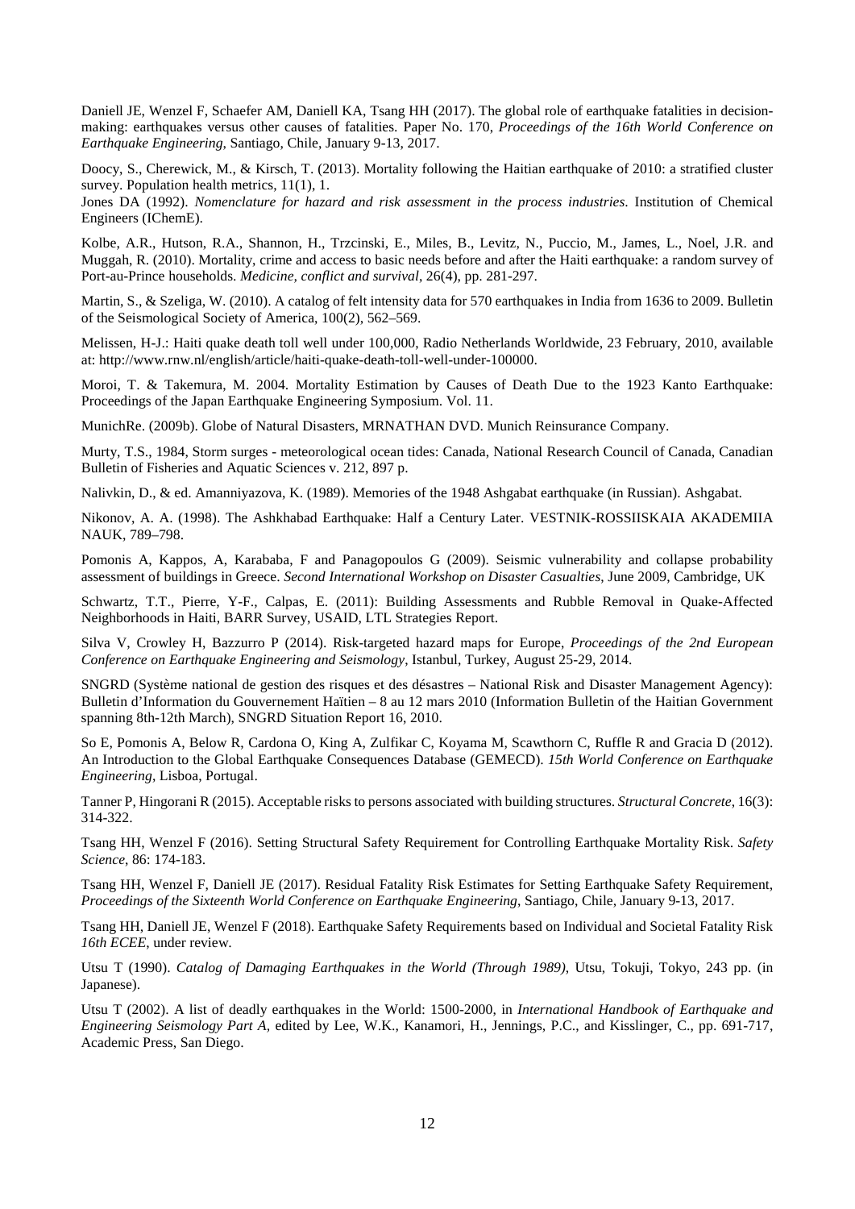Daniell JE, Wenzel F, Schaefer AM, Daniell KA, Tsang HH (2017). The global role of earthquake fatalities in decision-making: earthquakes versus other causes of fatalities. Paper No. 170, *Proceedings of the 16th World Conference on Earthquake Engineering*, Santiago, Chile, January 9-13, 2017.

Doocy, S., Cherewick, M., & Kirsch, T. (2013). Mortality following the Haitian earthquake of 2010: a stratified cluster survey. Population health metrics, 11(1), 1.

Jones DA (1992). *Nomenclature for hazard and risk assessment in the process industries*. Institution of Chemical Engineers (IChemE).

Kolbe, A.R., Hutson, R.A., Shannon, H., Trzcinski, E., Miles, B., Levitz, N., Puccio, M., James, L., Noel, J.R. and Muggah, R. (2010). Mortality, crime and access to basic needs before and after the Haiti earthquake: a random survey of Port-au-Prince households. *Medicine, conflict and survival*, 26(4), pp. 281-297.

Martin, S., & Szeliga, W. (2010). A catalog of felt intensity data for 570 earthquakes in India from 1636 to 2009. Bulletin of the Seismological Society of America, 100(2), 562–569.

Melissen, H-J.: Haiti quake death toll well under 100,000, Radio Netherlands Worldwide, 23 February, 2010, available at: http://www.rnw.nl/english/article/haiti-quake-death-toll-well-under-100000.

Moroi, T. & Takemura, M. 2004. Mortality Estimation by Causes of Death Due to the 1923 Kanto Earthquake: Proceedings of the Japan Earthquake Engineering Symposium. Vol. 11.

MunichRe. (2009b). Globe of Natural Disasters, MRNATHAN DVD. Munich Reinsurance Company.

Murty, T.S., 1984, Storm surges - meteorological ocean tides: Canada, National Research Council of Canada, Canadian Bulletin of Fisheries and Aquatic Sciences v. 212, 897 p.

Nalivkin, D., & ed. Amanniyazova, K. (1989). Memories of the 1948 Ashgabat earthquake (in Russian). Ashgabat.

Nikonov, A. A. (1998). The Ashkhabad Earthquake: Half a Century Later. VESTNIK-ROSSIISKAIA AKADEMIIA NAUK, 789–798.

Pomonis A, Kappos, A, Karababa, F and Panagopoulos G (2009). Seismic vulnerability and collapse probability assessment of buildings in Greece. *Second International Workshop on Disaster Casualties*, June 2009, Cambridge, UK

Schwartz, T.T., Pierre, Y-F., Calpas, E. (2011): Building Assessments and Rubble Removal in Quake-Affected Neighborhoods in Haiti, BARR Survey, USAID, LTL Strategies Report.

Silva V, Crowley H, Bazzurro P (2014). Risk-targeted hazard maps for Europe, *Proceedings of the 2nd European Conference on Earthquake Engineering and Seismology*, Istanbul, Turkey, August 25-29, 2014.

SNGRD (Système national de gestion des risques et des désastres – National Risk and Disaster Management Agency): Bulletin d'Information du Gouvernement Haïtien – 8 au 12 mars 2010 (Information Bulletin of the Haitian Government spanning 8th-12th March), SNGRD Situation Report 16, 2010.

So E, Pomonis A, Below R, Cardona O, King A, Zulfikar C, Koyama M, Scawthorn C, Ruffle R and Gracia D (2012). An Introduction to the Global Earthquake Consequences Database (GEMECD). *15th World Conference on Earthquake Engineering*, Lisboa, Portugal.

Tanner P, Hingorani R (2015). Acceptable risks to persons associated with building structures. *Structural Concrete*, 16(3): 314-322.

Tsang HH, Wenzel F (2016). Setting Structural Safety Requirement for Controlling Earthquake Mortality Risk. *Safety Science*, 86: 174-183.

Tsang HH, Wenzel F, Daniell JE (2017). Residual Fatality Risk Estimates for Setting Earthquake Safety Requirement, *Proceedings of the Sixteenth World Conference on Earthquake Engineering*, Santiago, Chile, January 9-13, 2017.

Tsang HH, Daniell JE, Wenzel F (2018). Earthquake Safety Requirements based on Individual and Societal Fatality Risk *16th ECEE*, under review.

Utsu T (1990). *Catalog of Damaging Earthquakes in the World (Through 1989)*, Utsu, Tokuji, Tokyo, 243 pp. (in Japanese).

Utsu T (2002). A list of deadly earthquakes in the World: 1500-2000, in *International Handbook of Earthquake and Engineering Seismology Part A*, edited by Lee, W.K., Kanamori, H., Jennings, P.C., and Kisslinger, C., pp. 691-717, Academic Press, San Diego.